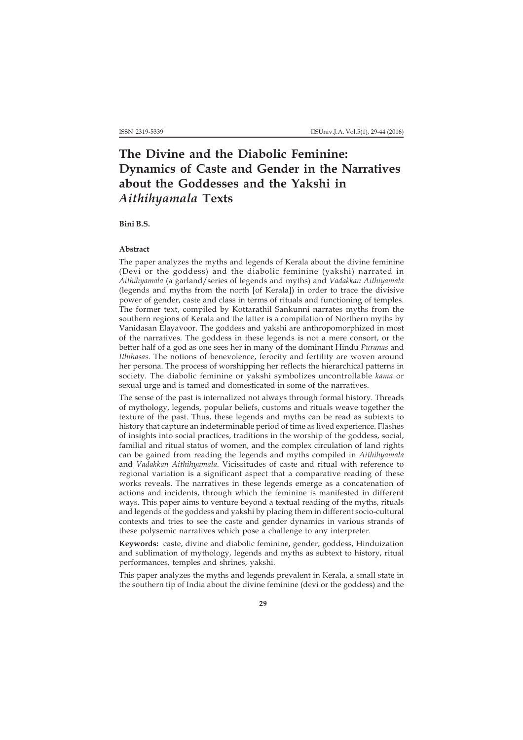# The Divine and the Diabolic Feminine: Dynamics of Caste and Gender in the Narratives about the Goddesses and the Yakshi in *Aithihyamala* Texts

**Bini B.S.**

### Abstract

The paper analyzes the myths and legends of Kerala about the divine feminine (Devi or the goddess) and the diabolic feminine (yakshi) narrated in *Aithihyamala* (a garland/series of legends and myths) and *Vadakkan Aithiyamala* (legends and myths from the north [of Kerala]) in order to trace the divisive power of gender, caste and class in terms of rituals and functioning of temples. The former text, compiled by Kottarathil Sankunni narrates myths from the southern regions of Kerala and the latter is a compilation of Northern myths by Vanidasan Elayavoor. The goddess and yakshi are anthropomorphized in most of the narratives. The goddess in these legends is not a mere consort, or the better half of a god as one sees her in many of the dominant Hindu *Puranas* and *Ithihasas*. The notions of benevolence, ferocity and fertility are woven around her persona. The process of worshipping her reflects the hierarchical patterns in society. The diabolic feminine or yakshi symbolizes uncontrollable *kama* or sexual urge and is tamed and domesticated in some of the narratives.

The sense of the past is internalized not always through formal history. Threads of mythology, legends, popular beliefs, customs and rituals weave together the texture of the past. Thus, these legends and myths can be read as subtexts to history that capture an indeterminable period of time as lived experience. Flashes of insights into social practices, traditions in the worship of the goddess, social, familial and ritual status of women, and the complex circulation of land rights can be gained from reading the legends and myths compiled in *Aithihyamala* and *Vadakkan Aithihyamala.* Vicissitudes of caste and ritual with reference to regional variation is a significant aspect that a comparative reading of these works reveals. The narratives in these legends emerge as a concatenation of actions and incidents, through which the feminine is manifested in different ways. This paper aims to venture beyond a textual reading of the myths, rituals and legends of the goddess and yakshi by placing them in different socio-cultural contexts and tries to see the caste and gender dynamics in various strands of these polysemic narratives which pose a challenge to any interpreter.

**Keywords:** caste, divine and diabolic feminine, gender, goddess, Hinduization and sublimation of mythology, legends and myths as subtext to history, ritual performances, temples and shrines, yakshi.

This paper analyzes the myths and legends prevalent in Kerala, a small state in the southern tip of India about the divine feminine (devi or the goddess) and the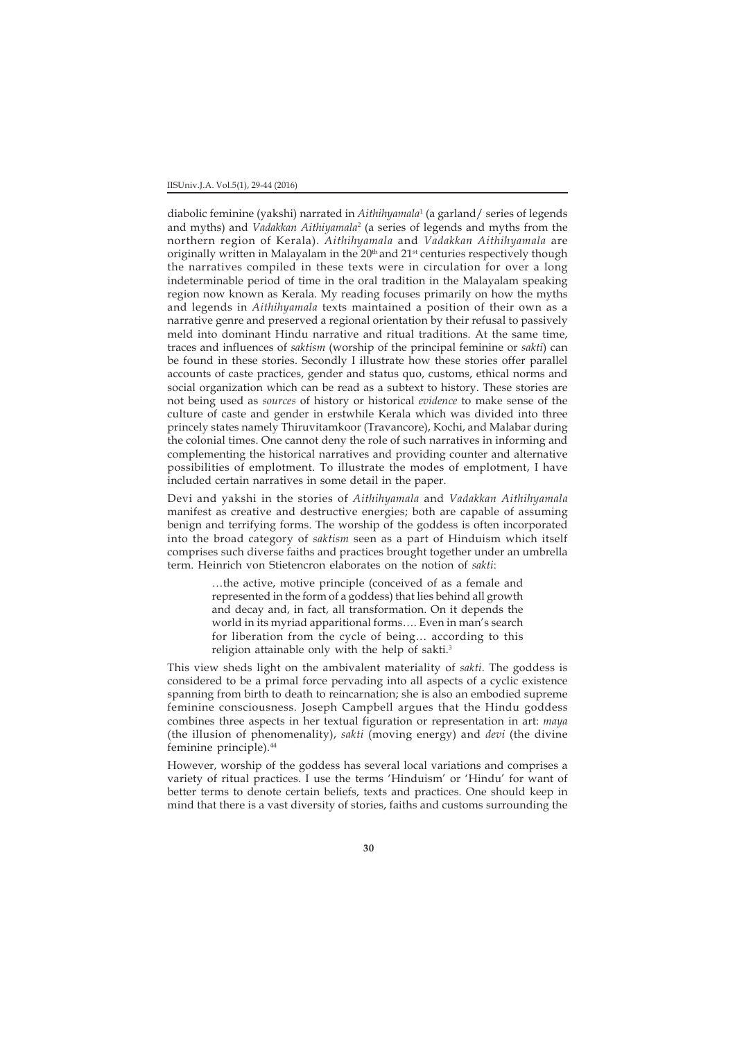diabolic feminine (yakshi) narrated in *Aithihyamala*[1] (a garland/ series of legends and myths) and *Vadakkan Aithiyamala*[2] (a series of legends and myths from the northern region of Kerala). *Aithihyamala* and *Vadakkan Aithihyamala* are originally written in Malayalam in the 20th and 21st centuries respectively though the narratives compiled in these texts were in circulation for over a long indeterminable period of time in the oral tradition in the Malayalam speaking region now known as Kerala. My reading focuses primarily on how the myths and legends in *Aithihyamala* texts maintained a position of their own as a narrative genre and preserved a regional orientation by their refusal to passively meld into dominant Hindu narrative and ritual traditions. At the same time, traces and influences of *saktism* (worship of the principal feminine or *sakti*) can be found in these stories. Secondly I illustrate how these stories offer parallel accounts of caste practices, gender and status quo, customs, ethical norms and social organization which can be read as a subtext to history. These stories are not being used as *sources* of history or historical *evidence* to make sense of the culture of caste and gender in erstwhile Kerala which was divided into three princely states namely Thiruvitamkoor (Travancore), Kochi, and Malabar during the colonial times. One cannot deny the role of such narratives in informing and complementing the historical narratives and providing counter and alternative possibilities of emplotment. To illustrate the modes of emplotment, I have included certain narratives in some detail in the paper.

Devi and yakshi in the stories of *Aithihyamala* and *Vadakkan Aithihyamala* manifest as creative and destructive energies; both are capable of assuming benign and terrifying forms. The worship of the goddess is often incorporated into the broad category of *saktism* seen as a part of Hinduism which itself comprises such diverse faiths and practices brought together under an umbrella term. Heinrich von Stietencron elaborates on the notion of *sakti*:

> …the active, motive principle (conceived of as a female and represented in the form of a goddess) that lies behind all growth and decay and, in fact, all transformation. On it depends the world in its myriad apparitional forms…. Even in man's search for liberation from the cycle of being… according to this religion attainable only with the help of sakti.[3]

This view sheds light on the ambivalent materiality of *sakti*. The goddess is considered to be a primal force pervading into all aspects of a cyclic existence spanning from birth to death to reincarnation; she is also an embodied supreme feminine consciousness. Joseph Campbell argues that the Hindu goddess combines three aspects in her textual figuration or representation in art: *maya* (the illusion of phenomenality), *sakti* (moving energy) and *devi* (the divine feminine principle).[44]

However, worship of the goddess has several local variations and comprises a variety of ritual practices. I use the terms 'Hinduism' or 'Hindu' for want of better terms to denote certain beliefs, texts and practices. One should keep in mind that there is a vast diversity of stories, faiths and customs surrounding the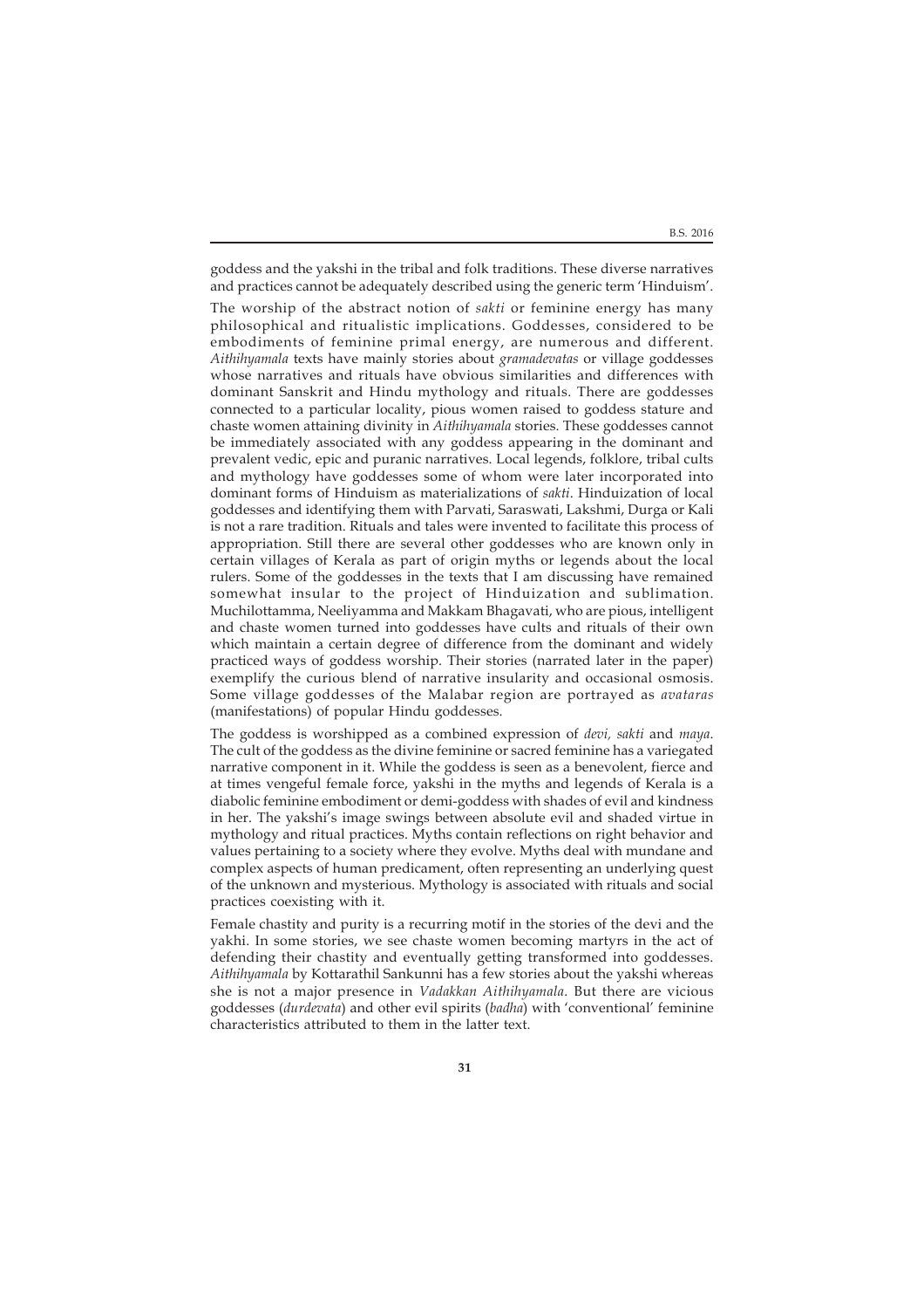goddess and the yakshi in the tribal and folk traditions. These diverse narratives and practices cannot be adequately described using the generic term 'Hinduism'.

The worship of the abstract notion of *sakti* or feminine energy has many philosophical and ritualistic implications. Goddesses, considered to be embodiments of feminine primal energy, are numerous and different. *Aithihyamala* texts have mainly stories about *gramadevatas* or village goddesses whose narratives and rituals have obvious similarities and differences with dominant Sanskrit and Hindu mythology and rituals. There are goddesses connected to a particular locality, pious women raised to goddess stature and chaste women attaining divinity in *Aithihyamala* stories. These goddesses cannot be immediately associated with any goddess appearing in the dominant and prevalent vedic, epic and puranic narratives. Local legends, folklore, tribal cults and mythology have goddesses some of whom were later incorporated into dominant forms of Hinduism as materializations of *sakti*. Hinduization of local goddesses and identifying them with Parvati, Saraswati, Lakshmi, Durga or Kali is not a rare tradition. Rituals and tales were invented to facilitate this process of appropriation. Still there are several other goddesses who are known only in certain villages of Kerala as part of origin myths or legends about the local rulers. Some of the goddesses in the texts that I am discussing have remained somewhat insular to the project of Hinduization and sublimation. Muchilottamma, Neeliyamma and Makkam Bhagavati, who are pious, intelligent and chaste women turned into goddesses have cults and rituals of their own which maintain a certain degree of difference from the dominant and widely practiced ways of goddess worship. Their stories (narrated later in the paper) exemplify the curious blend of narrative insularity and occasional osmosis. Some village goddesses of the Malabar region are portrayed as *avataras* (manifestations) of popular Hindu goddesses.

The goddess is worshipped as a combined expression of *devi, sakti* and *maya*. The cult of the goddess as the divine feminine or sacred feminine has a variegated narrative component in it. While the goddess is seen as a benevolent, fierce and at times vengeful female force, yakshi in the myths and legends of Kerala is a diabolic feminine embodiment or demi-goddess with shades of evil and kindness in her. The yakshi's image swings between absolute evil and shaded virtue in mythology and ritual practices. Myths contain reflections on right behavior and values pertaining to a society where they evolve. Myths deal with mundane and complex aspects of human predicament, often representing an underlying quest of the unknown and mysterious. Mythology is associated with rituals and social practices coexisting with it.

Female chastity and purity is a recurring motif in the stories of the devi and the yakhi. In some stories, we see chaste women becoming martyrs in the act of defending their chastity and eventually getting transformed into goddesses. *Aithihyamala* by Kottarathil Sankunni has a few stories about the yakshi whereas she is not a major presence in *Vadakkan Aithihyamala*. But there are vicious goddesses (*durdevata*) and other evil spirits (*badha*) with 'conventional' feminine characteristics attributed to them in the latter text.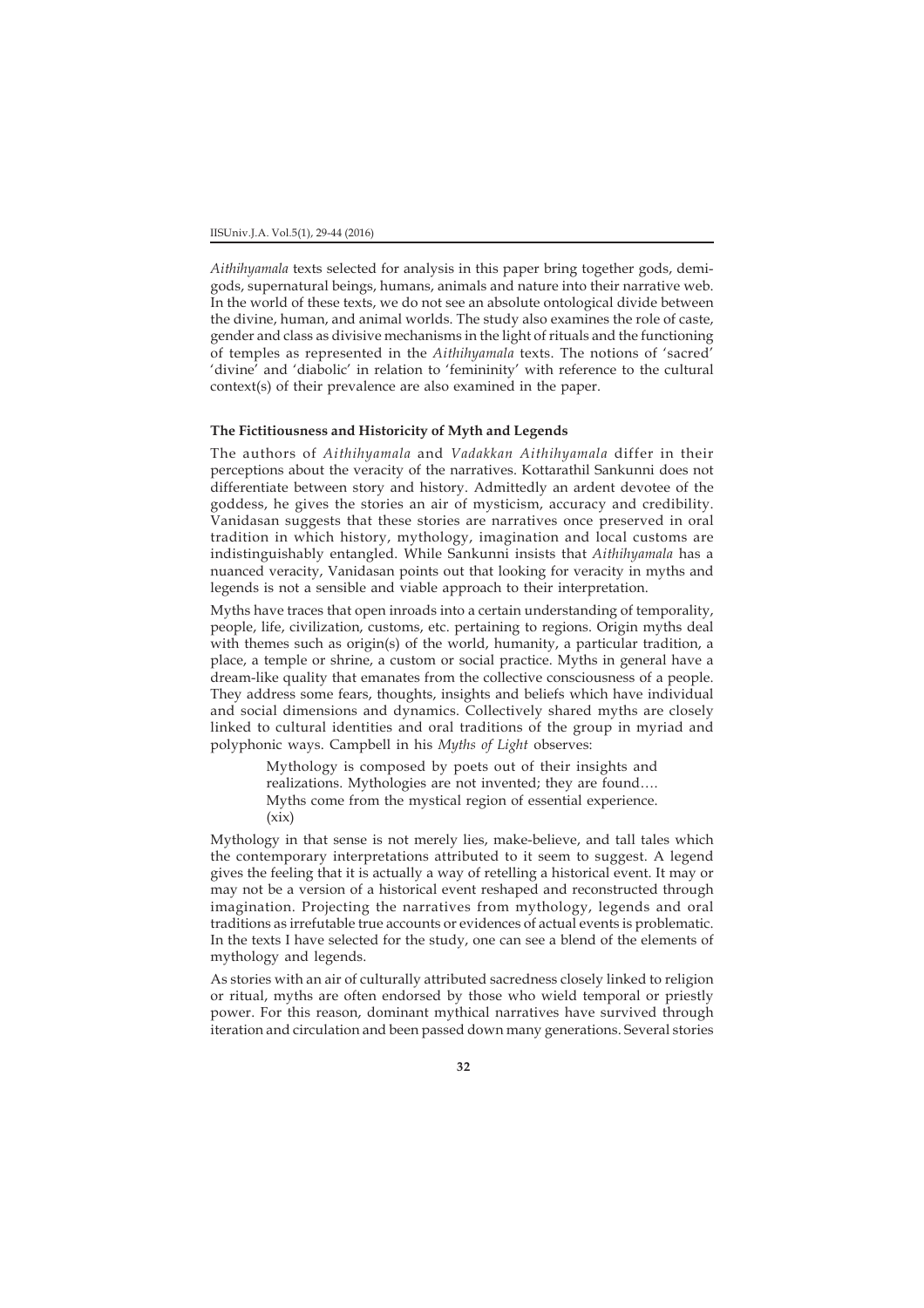*Aithihyamala* texts selected for analysis in this paper bring together gods, demi-gods, supernatural beings, humans, animals and nature into their narrative web. In the world of these texts, we do not see an absolute ontological divide between the divine, human, and animal worlds. The study also examines the role of caste, gender and class as divisive mechanisms in the light of rituals and the functioning of temples as represented in the *Aithihyamala* texts. The notions of 'sacred' 'divine' and 'diabolic' in relation to 'femininity' with reference to the cultural context(s) of their prevalence are also examined in the paper.

**The Fictitiousness and Historicity of Myth and Legends**

The authors of *Aithihyamala* and *Vadakkan Aithihyamala* differ in their perceptions about the veracity of the narratives. Kottarathil Sankunni does not differentiate between story and history. Admittedly an ardent devotee of the goddess, he gives the stories an air of mysticism, accuracy and credibility. Vanidasan suggests that these stories are narratives once preserved in oral tradition in which history, mythology, imagination and local customs are indistinguishably entangled. While Sankunni insists that *Aithihyamala* has a nuanced veracity, Vanidasan points out that looking for veracity in myths and legends is not a sensible and viable approach to their interpretation.

Myths have traces that open inroads into a certain understanding of temporality, people, life, civilization, customs, etc. pertaining to regions. Origin myths deal with themes such as origin(s) of the world, humanity, a particular tradition, a place, a temple or shrine, a custom or social practice. Myths in general have a dream-like quality that emanates from the collective consciousness of a people. They address some fears, thoughts, insights and beliefs which have individual and social dimensions and dynamics. Collectively shared myths are closely linked to cultural identities and oral traditions of the group in myriad and polyphonic ways. Campbell in his *Myths of Light* observes:

> Mythology is composed by poets out of their insights and realizations. Mythologies are not invented; they are found…. Myths come from the mystical region of essential experience. (xix)

Mythology in that sense is not merely lies, make-believe, and tall tales which the contemporary interpretations attributed to it seem to suggest. A legend gives the feeling that it is actually a way of retelling a historical event. It may or may not be a version of a historical event reshaped and reconstructed through imagination. Projecting the narratives from mythology, legends and oral traditions as irrefutable true accounts or evidences of actual events is problematic. In the texts I have selected for the study, one can see a blend of the elements of mythology and legends.

As stories with an air of culturally attributed sacredness closely linked to religion or ritual, myths are often endorsed by those who wield temporal or priestly power. For this reason, dominant mythical narratives have survived through iteration and circulation and been passed down many generations. Several stories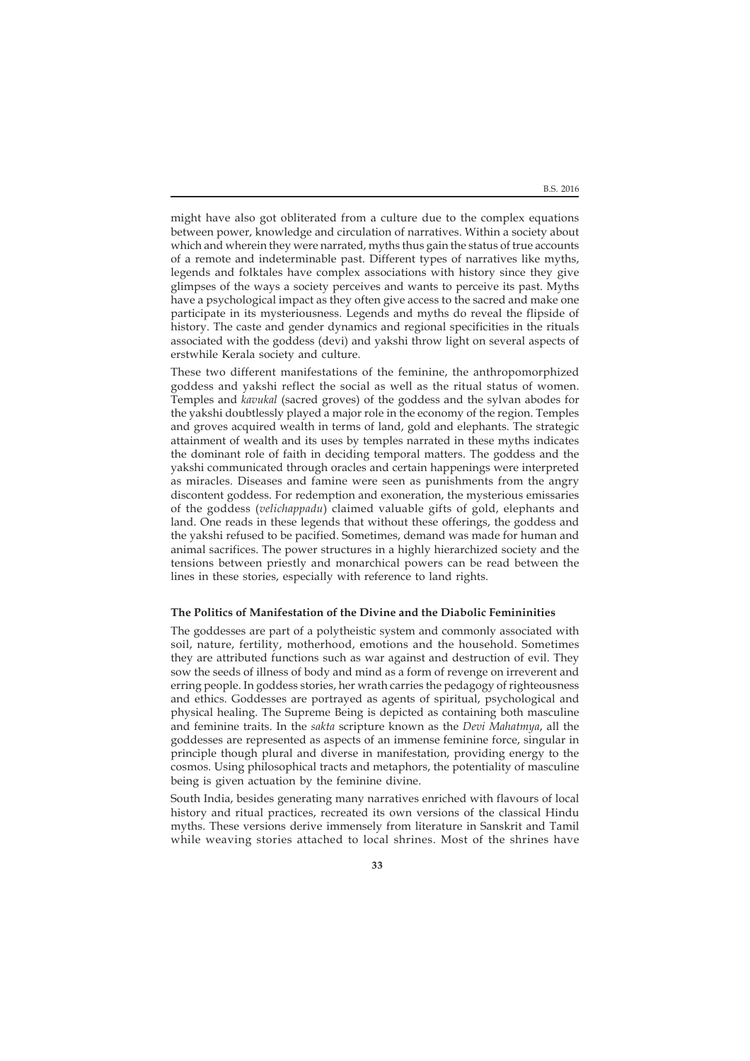might have also got obliterated from a culture due to the complex equations between power, knowledge and circulation of narratives. Within a society about which and wherein they were narrated, myths thus gain the status of true accounts of a remote and indeterminable past. Different types of narratives like myths, legends and folktales have complex associations with history since they give glimpses of the ways a society perceives and wants to perceive its past. Myths have a psychological impact as they often give access to the sacred and make one participate in its mysteriousness. Legends and myths do reveal the flipside of history. The caste and gender dynamics and regional specificities in the rituals associated with the goddess (devi) and yakshi throw light on several aspects of erstwhile Kerala society and culture.

These two different manifestations of the feminine, the anthropomorphized goddess and yakshi reflect the social as well as the ritual status of women. Temples and *kavukal* (sacred groves) of the goddess and the sylvan abodes for the yakshi doubtlessly played a major role in the economy of the region. Temples and groves acquired wealth in terms of land, gold and elephants. The strategic attainment of wealth and its uses by temples narrated in these myths indicates the dominant role of faith in deciding temporal matters. The goddess and the yakshi communicated through oracles and certain happenings were interpreted as miracles. Diseases and famine were seen as punishments from the angry discontent goddess. For redemption and exoneration, the mysterious emissaries of the goddess (*velichappadu*) claimed valuable gifts of gold, elephants and land. One reads in these legends that without these offerings, the goddess and the yakshi refused to be pacified. Sometimes, demand was made for human and animal sacrifices. The power structures in a highly hierarchized society and the tensions between priestly and monarchical powers can be read between the lines in these stories, especially with reference to land rights.

### The Politics of Manifestation of the Divine and the Diabolic Femininities

The goddesses are part of a polytheistic system and commonly associated with soil, nature, fertility, motherhood, emotions and the household. Sometimes they are attributed functions such as war against and destruction of evil. They sow the seeds of illness of body and mind as a form of revenge on irreverent and erring people. In goddess stories, her wrath carries the pedagogy of righteousness and ethics. Goddesses are portrayed as agents of spiritual, psychological and physical healing. The Supreme Being is depicted as containing both masculine and feminine traits. In the *sakta* scripture known as the *Devi Mahatmya*, all the goddesses are represented as aspects of an immense feminine force, singular in principle though plural and diverse in manifestation, providing energy to the cosmos. Using philosophical tracts and metaphors, the potentiality of masculine being is given actuation by the feminine divine.

South India, besides generating many narratives enriched with flavours of local history and ritual practices, recreated its own versions of the classical Hindu myths. These versions derive immensely from literature in Sanskrit and Tamil while weaving stories attached to local shrines. Most of the shrines have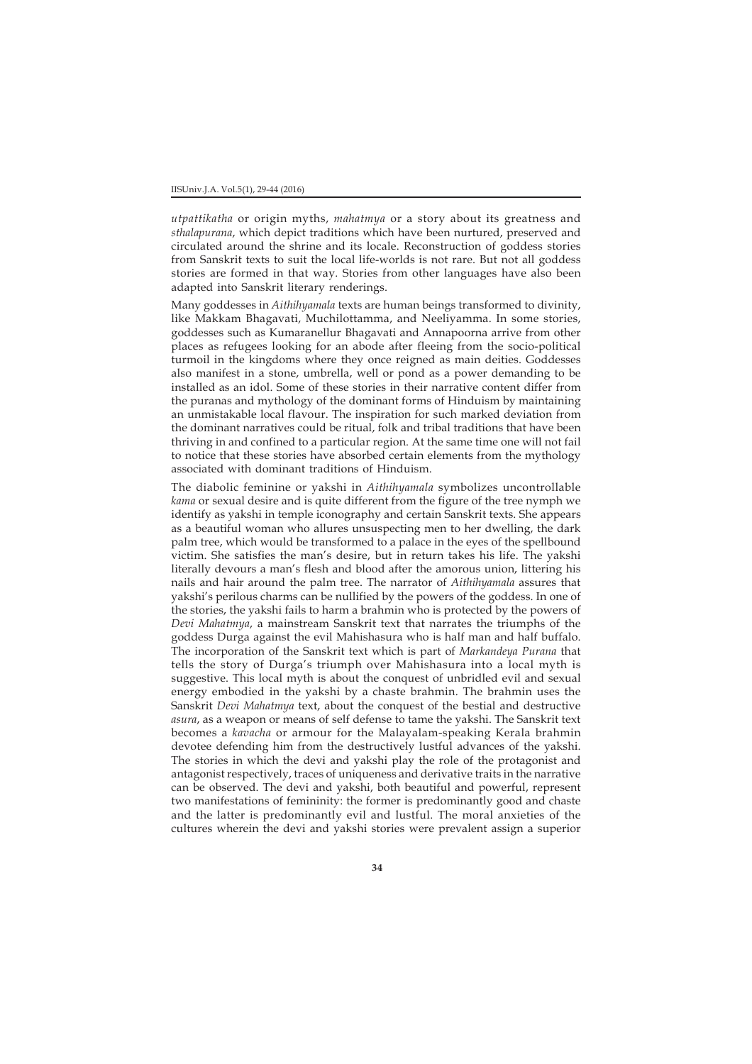*utpattikatha* or origin myths, *mahatmya* or a story about its greatness and *sthalapurana*, which depict traditions which have been nurtured, preserved and circulated around the shrine and its locale. Reconstruction of goddess stories from Sanskrit texts to suit the local life-worlds is not rare. But not all goddess stories are formed in that way. Stories from other languages have also been adapted into Sanskrit literary renderings.

Many goddesses in *Aithihyamala* texts are human beings transformed to divinity, like Makkam Bhagavati, Muchilottamma, and Neeliyamma. In some stories, goddesses such as Kumaranellur Bhagavati and Annapoorna arrive from other places as refugees looking for an abode after fleeing from the socio-political turmoil in the kingdoms where they once reigned as main deities. Goddesses also manifest in a stone, umbrella, well or pond as a power demanding to be installed as an idol. Some of these stories in their narrative content differ from the puranas and mythology of the dominant forms of Hinduism by maintaining an unmistakable local flavour. The inspiration for such marked deviation from the dominant narratives could be ritual, folk and tribal traditions that have been thriving in and confined to a particular region. At the same time one will not fail to notice that these stories have absorbed certain elements from the mythology associated with dominant traditions of Hinduism.

The diabolic feminine or yakshi in *Aithihyamala* symbolizes uncontrollable *kama* or sexual desire and is quite different from the figure of the tree nymph we identify as yakshi in temple iconography and certain Sanskrit texts. She appears as a beautiful woman who allures unsuspecting men to her dwelling, the dark palm tree, which would be transformed to a palace in the eyes of the spellbound victim. She satisfies the man's desire, but in return takes his life. The yakshi literally devours a man's flesh and blood after the amorous union, littering his nails and hair around the palm tree. The narrator of *Aithihyamala* assures that yakshi's perilous charms can be nullified by the powers of the goddess. In one of the stories, the yakshi fails to harm a brahmin who is protected by the powers of *Devi Mahatmya*, a mainstream Sanskrit text that narrates the triumphs of the goddess Durga against the evil Mahishasura who is half man and half buffalo. The incorporation of the Sanskrit text which is part of *Markandeya Purana* that tells the story of Durga's triumph over Mahishasura into a local myth is suggestive. This local myth is about the conquest of unbridled evil and sexual energy embodied in the yakshi by a chaste brahmin. The brahmin uses the Sanskrit *Devi Mahatmya* text, about the conquest of the bestial and destructive *asura*, as a weapon or means of self defense to tame the yakshi. The Sanskrit text becomes a *kavacha* or armour for the Malayalam-speaking Kerala brahmin devotee defending him from the destructively lustful advances of the yakshi. The stories in which the devi and yakshi play the role of the protagonist and antagonist respectively, traces of uniqueness and derivative traits in the narrative can be observed. The devi and yakshi, both beautiful and powerful, represent two manifestations of femininity: the former is predominantly good and chaste and the latter is predominantly evil and lustful. The moral anxieties of the cultures wherein the devi and yakshi stories were prevalent assign a superior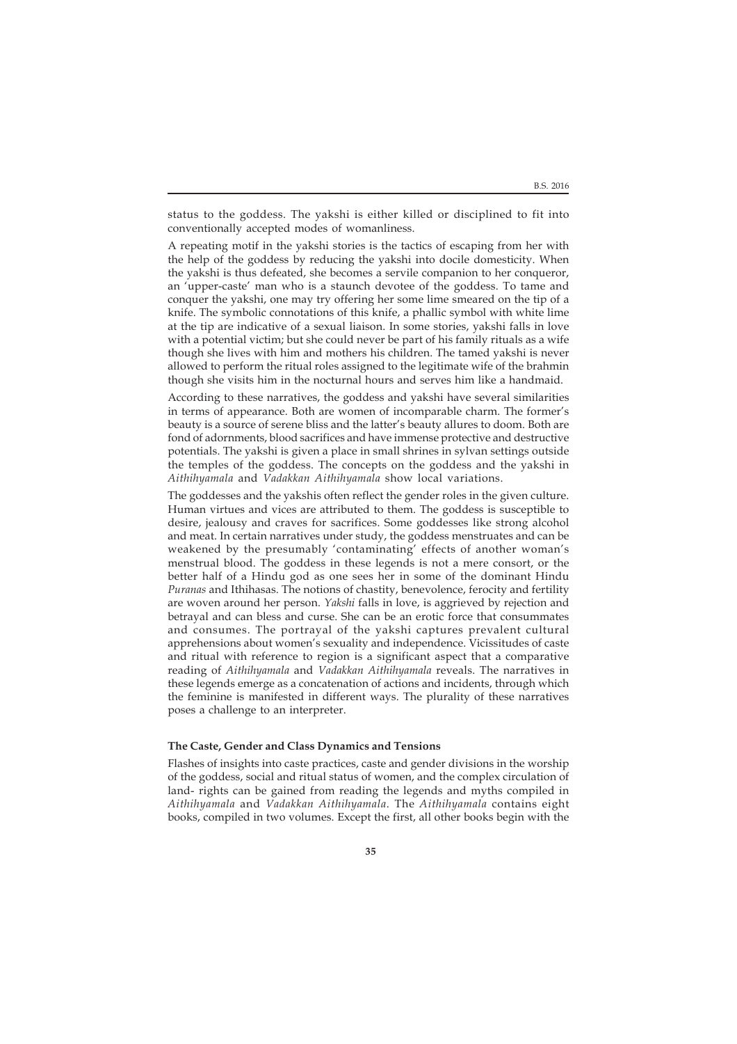status to the goddess. The yakshi is either killed or disciplined to fit into conventionally accepted modes of womanliness.

A repeating motif in the yakshi stories is the tactics of escaping from her with the help of the goddess by reducing the yakshi into docile domesticity. When the yakshi is thus defeated, she becomes a servile companion to her conqueror, an 'upper-caste' man who is a staunch devotee of the goddess. To tame and conquer the yakshi, one may try offering her some lime smeared on the tip of a knife. The symbolic connotations of this knife, a phallic symbol with white lime at the tip are indicative of a sexual liaison. In some stories, yakshi falls in love with a potential victim; but she could never be part of his family rituals as a wife though she lives with him and mothers his children. The tamed yakshi is never allowed to perform the ritual roles assigned to the legitimate wife of the brahmin though she visits him in the nocturnal hours and serves him like a handmaid.

According to these narratives, the goddess and yakshi have several similarities in terms of appearance. Both are women of incomparable charm. The former's beauty is a source of serene bliss and the latter's beauty allures to doom. Both are fond of adornments, blood sacrifices and have immense protective and destructive potentials. The yakshi is given a place in small shrines in sylvan settings outside the temples of the goddess. The concepts on the goddess and the yakshi in *Aithihyamala* and *Vadakkan Aithihyamala* show local variations.

The goddesses and the yakshis often reflect the gender roles in the given culture. Human virtues and vices are attributed to them. The goddess is susceptible to desire, jealousy and craves for sacrifices. Some goddesses like strong alcohol and meat. In certain narratives under study, the goddess menstruates and can be weakened by the presumably 'contaminating' effects of another woman's menstrual blood. The goddess in these legends is not a mere consort, or the better half of a Hindu god as one sees her in some of the dominant Hindu *Puranas* and Ithihasas. The notions of chastity, benevolence, ferocity and fertility are woven around her person. *Yakshi* falls in love, is aggrieved by rejection and betrayal and can bless and curse. She can be an erotic force that consummates and consumes. The portrayal of the yakshi captures prevalent cultural apprehensions about women's sexuality and independence. Vicissitudes of caste and ritual with reference to region is a significant aspect that a comparative reading of *Aithihyamala* and *Vadakkan Aithihyamala* reveals. The narratives in these legends emerge as a concatenation of actions and incidents, through which the feminine is manifested in different ways. The plurality of these narratives poses a challenge to an interpreter.

**The Caste, Gender and Class Dynamics and Tensions**

Flashes of insights into caste practices, caste and gender divisions in the worship of the goddess, social and ritual status of women, and the complex circulation of land- rights can be gained from reading the legends and myths compiled in *Aithihyamala* and *Vadakkan Aithihyamala*. The *Aithihyamala* contains eight books, compiled in two volumes. Except the first, all other books begin with the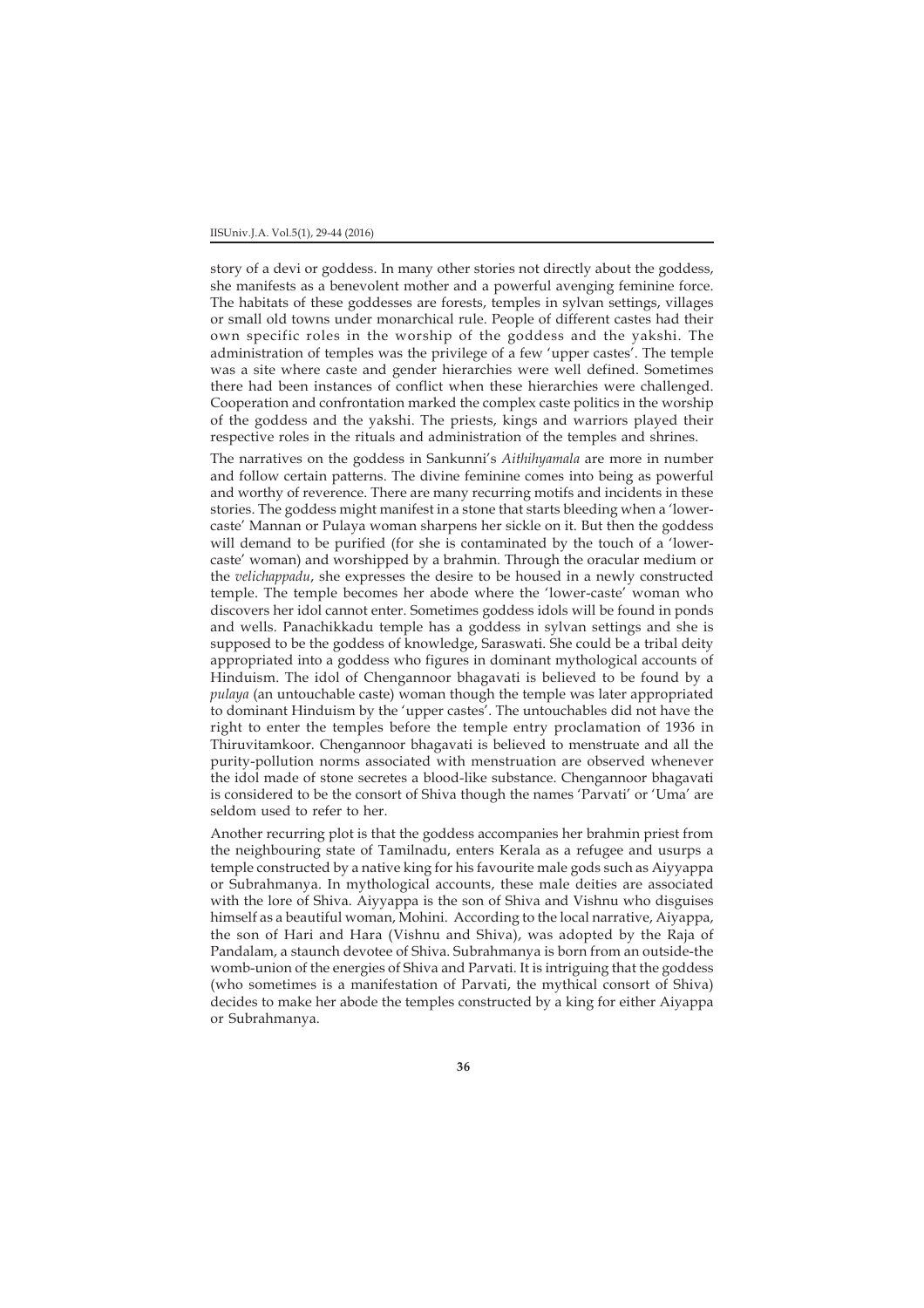story of a devi or goddess. In many other stories not directly about the goddess, she manifests as a benevolent mother and a powerful avenging feminine force. The habitats of these goddesses are forests, temples in sylvan settings, villages or small old towns under monarchical rule. People of different castes had their own specific roles in the worship of the goddess and the yakshi. The administration of temples was the privilege of a few 'upper castes'. The temple was a site where caste and gender hierarchies were well defined. Sometimes there had been instances of conflict when these hierarchies were challenged. Cooperation and confrontation marked the complex caste politics in the worship of the goddess and the yakshi. The priests, kings and warriors played their respective roles in the rituals and administration of the temples and shrines.

The narratives on the goddess in Sankunni's *Aithihyamala* are more in number and follow certain patterns. The divine feminine comes into being as powerful and worthy of reverence. There are many recurring motifs and incidents in these stories. The goddess might manifest in a stone that starts bleeding when a 'lower-caste' Mannan or Pulaya woman sharpens her sickle on it. But then the goddess will demand to be purified (for she is contaminated by the touch of a 'lower-caste' woman) and worshipped by a brahmin. Through the oracular medium or the *velichappadu*, she expresses the desire to be housed in a newly constructed temple. The temple becomes her abode where the 'lower-caste' woman who discovers her idol cannot enter. Sometimes goddess idols will be found in ponds and wells. Panachikkadu temple has a goddess in sylvan settings and she is supposed to be the goddess of knowledge, Saraswati. She could be a tribal deity appropriated into a goddess who figures in dominant mythological accounts of Hinduism. The idol of Chengannoor bhagavati is believed to be found by a *pulaya* (an untouchable caste) woman though the temple was later appropriated to dominant Hinduism by the 'upper castes'. The untouchables did not have the right to enter the temples before the temple entry proclamation of 1936 in Thiruvitamkoor. Chengannoor bhagavati is believed to menstruate and all the purity-pollution norms associated with menstruation are observed whenever the idol made of stone secretes a blood-like substance. Chengannoor bhagavati is considered to be the consort of Shiva though the names 'Parvati' or 'Uma' are seldom used to refer to her.

Another recurring plot is that the goddess accompanies her brahmin priest from the neighbouring state of Tamilnadu, enters Kerala as a refugee and usurps a temple constructed by a native king for his favourite male gods such as Aiyyappa or Subrahmanya. In mythological accounts, these male deities are associated with the lore of Shiva. Aiyyappa is the son of Shiva and Vishnu who disguises himself as a beautiful woman, Mohini. According to the local narrative, Aiyappa, the son of Hari and Hara (Vishnu and Shiva), was adopted by the Raja of Pandalam, a staunch devotee of Shiva. Subrahmanya is born from an outside-the womb-union of the energies of Shiva and Parvati. It is intriguing that the goddess (who sometimes is a manifestation of Parvati, the mythical consort of Shiva) decides to make her abode the temples constructed by a king for either Aiyappa or Subrahmanya.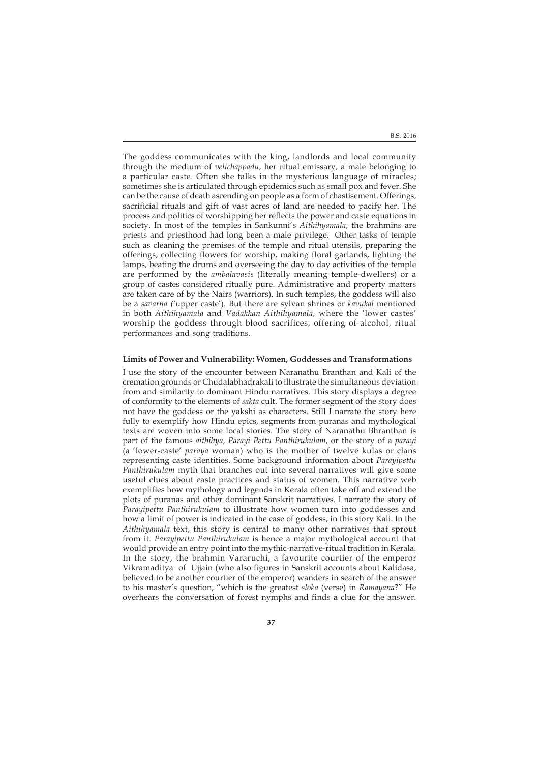The goddess communicates with the king, landlords and local community through the medium of *velichappadu*, her ritual emissary, a male belonging to a particular caste. Often she talks in the mysterious language of miracles; sometimes she is articulated through epidemics such as small pox and fever. She can be the cause of death ascending on people as a form of chastisement. Offerings, sacrificial rituals and gift of vast acres of land are needed to pacify her. The process and politics of worshipping her reflects the power and caste equations in society. In most of the temples in Sankunni's *Aithihyamala*, the brahmins are priests and priesthood had long been a male privilege. Other tasks of temple such as cleaning the premises of the temple and ritual utensils, preparing the offerings, collecting flowers for worship, making floral garlands, lighting the lamps, beating the drums and overseeing the day to day activities of the temple are performed by the *ambalavasis* (literally meaning temple-dwellers) or a group of castes considered ritually pure. Administrative and property matters are taken care of by the Nairs (warriors). In such temples, the goddess will also be a *savarna (*'upper caste'). But there are sylvan shrines or *kavukal* mentioned in both *Aithihyamala* and *Vadakkan Aithihyamala,* where the 'lower castes' worship the goddess through blood sacrifices, offering of alcohol, ritual performances and song traditions.

**Limits of Power and Vulnerability: Women, Goddesses and Transformations**

I use the story of the encounter between Naranathu Branthan and Kali of the cremation grounds or Chudalabhadrakali to illustrate the simultaneous deviation from and similarity to dominant Hindu narratives. This story displays a degree of conformity to the elements of *sakta* cult. The former segment of the story does not have the goddess or the yakshi as characters. Still I narrate the story here fully to exemplify how Hindu epics, segments from puranas and mythological texts are woven into some local stories. The story of Naranathu Bhranthan is part of the famous *aithihya*, *Parayi Pettu Panthirukulam*, or the story of a *parayi* (a 'lower-caste' *paraya* woman) who is the mother of twelve kulas or clans representing caste identities. Some background information about *Parayipettu Panthirukulam* myth that branches out into several narratives will give some useful clues about caste practices and status of women. This narrative web exemplifies how mythology and legends in Kerala often take off and extend the plots of puranas and other dominant Sanskrit narratives. I narrate the story of *Parayipettu Panthirukulam* to illustrate how women turn into goddesses and how a limit of power is indicated in the case of goddess, in this story Kali. In the *Aithihyamala* text, this story is central to many other narratives that sprout from it. *Parayipettu Panthirukulam* is hence a major mythological account that would provide an entry point into the mythic-narrative-ritual tradition in Kerala. In the story, the brahmin Vararuchi, a favourite courtier of the emperor Vikramaditya of Ujjain (who also figures in Sanskrit accounts about Kalidasa, believed to be another courtier of the emperor) wanders in search of the answer to his master's question, "which is the greatest *sloka* (verse) in *Ramayana*?" He overhears the conversation of forest nymphs and finds a clue for the answer.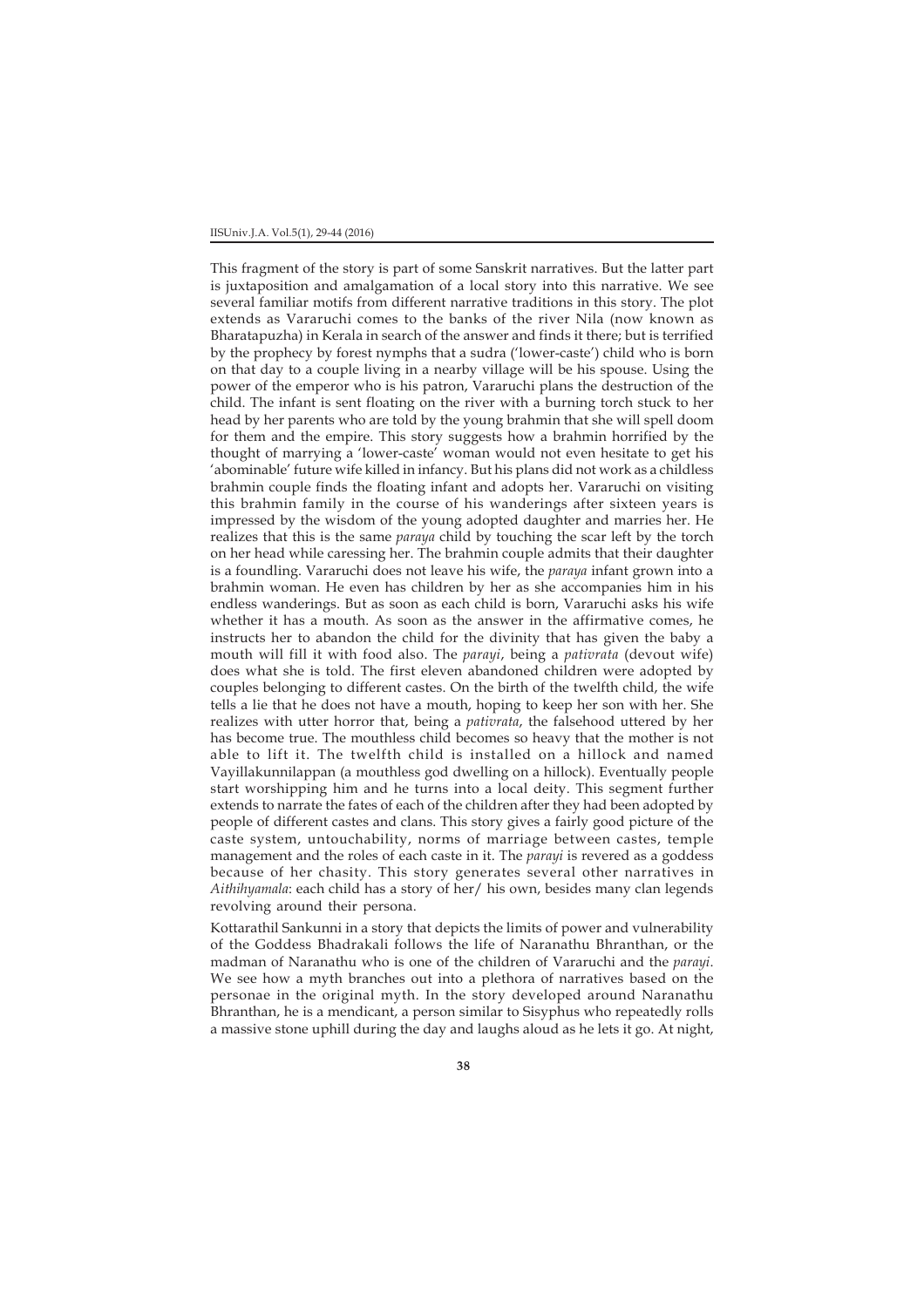This fragment of the story is part of some Sanskrit narratives. But the latter part is juxtaposition and amalgamation of a local story into this narrative. We see several familiar motifs from different narrative traditions in this story. The plot extends as Vararuchi comes to the banks of the river Nila (now known as Bharatapuzha) in Kerala in search of the answer and finds it there; but is terrified by the prophecy by forest nymphs that a sudra ('lower-caste') child who is born on that day to a couple living in a nearby village will be his spouse. Using the power of the emperor who is his patron, Vararuchi plans the destruction of the child. The infant is sent floating on the river with a burning torch stuck to her head by her parents who are told by the young brahmin that she will spell doom for them and the empire. This story suggests how a brahmin horrified by the thought of marrying a 'lower-caste' woman would not even hesitate to get his 'abominable' future wife killed in infancy. But his plans did not work as a childless brahmin couple finds the floating infant and adopts her. Vararuchi on visiting this brahmin family in the course of his wanderings after sixteen years is impressed by the wisdom of the young adopted daughter and marries her. He realizes that this is the same *paraya* child by touching the scar left by the torch on her head while caressing her. The brahmin couple admits that their daughter is a foundling. Vararuchi does not leave his wife, the *paraya* infant grown into a brahmin woman. He even has children by her as she accompanies him in his endless wanderings. But as soon as each child is born, Vararuchi asks his wife whether it has a mouth. As soon as the answer in the affirmative comes, he instructs her to abandon the child for the divinity that has given the baby a mouth will fill it with food also. The *parayi*, being a *pativrata* (devout wife) does what she is told. The first eleven abandoned children were adopted by couples belonging to different castes. On the birth of the twelfth child, the wife tells a lie that he does not have a mouth, hoping to keep her son with her. She realizes with utter horror that, being a *pativrata*, the falsehood uttered by her has become true. The mouthless child becomes so heavy that the mother is not able to lift it. The twelfth child is installed on a hillock and named Vayillakunnilappan (a mouthless god dwelling on a hillock). Eventually people start worshipping him and he turns into a local deity. This segment further extends to narrate the fates of each of the children after they had been adopted by people of different castes and clans. This story gives a fairly good picture of the caste system, untouchability, norms of marriage between castes, temple management and the roles of each caste in it. The *parayi* is revered as a goddess because of her chasity. This story generates several other narratives in *Aithihyamala*: each child has a story of her/ his own, besides many clan legends revolving around their persona.

Kottarathil Sankunni in a story that depicts the limits of power and vulnerability of the Goddess Bhadrakali follows the life of Naranathu Bhranthan, or the madman of Naranathu who is one of the children of Vararuchi and the *parayi*. We see how a myth branches out into a plethora of narratives based on the personae in the original myth. In the story developed around Naranathu Bhranthan, he is a mendicant, a person similar to Sisyphus who repeatedly rolls a massive stone uphill during the day and laughs aloud as he lets it go. At night,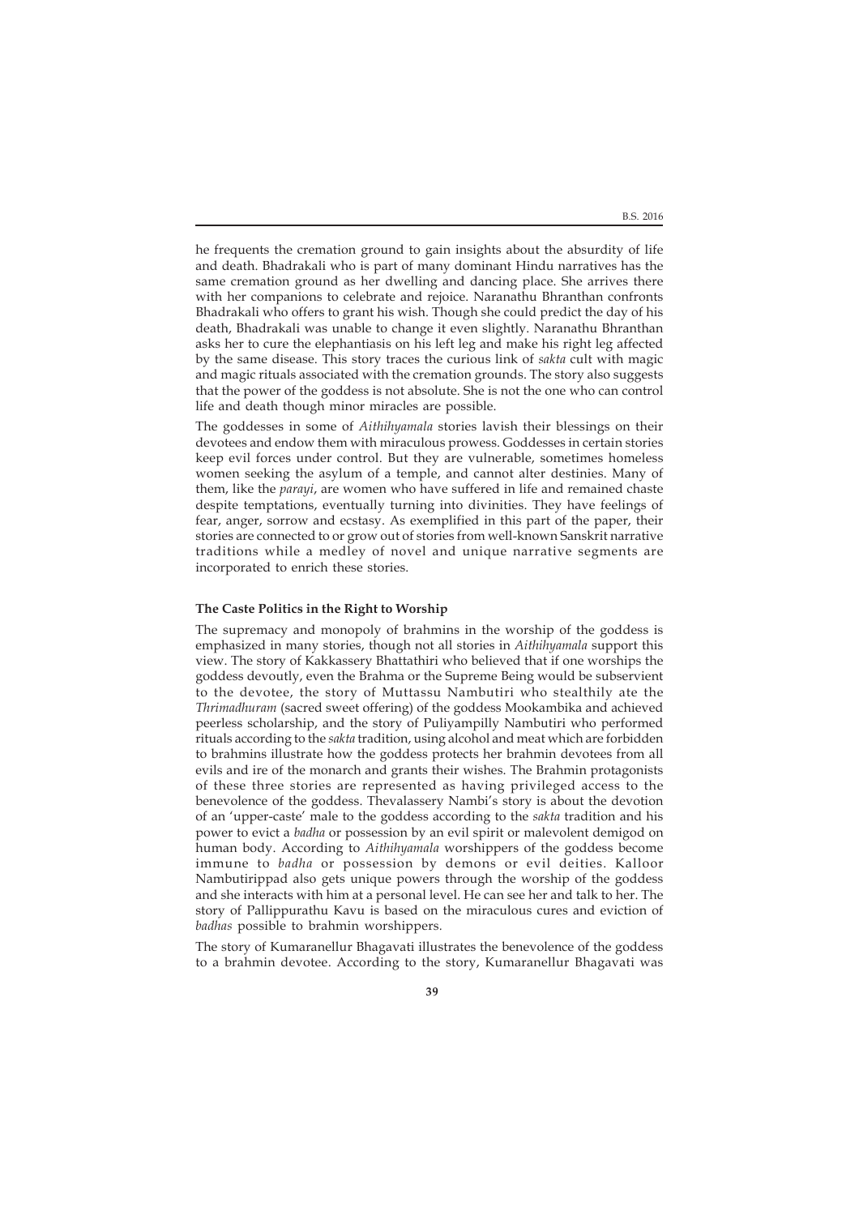he frequents the cremation ground to gain insights about the absurdity of life and death. Bhadrakali who is part of many dominant Hindu narratives has the same cremation ground as her dwelling and dancing place. She arrives there with her companions to celebrate and rejoice. Naranathu Bhranthan confronts Bhadrakali who offers to grant his wish. Though she could predict the day of his death, Bhadrakali was unable to change it even slightly. Naranathu Bhranthan asks her to cure the elephantiasis on his left leg and make his right leg affected by the same disease. This story traces the curious link of *sakta* cult with magic and magic rituals associated with the cremation grounds. The story also suggests that the power of the goddess is not absolute. She is not the one who can control life and death though minor miracles are possible.

The goddesses in some of *Aithihyamala* stories lavish their blessings on their devotees and endow them with miraculous prowess. Goddesses in certain stories keep evil forces under control. But they are vulnerable, sometimes homeless women seeking the asylum of a temple, and cannot alter destinies. Many of them, like the *parayi*, are women who have suffered in life and remained chaste despite temptations, eventually turning into divinities. They have feelings of fear, anger, sorrow and ecstasy. As exemplified in this part of the paper, their stories are connected to or grow out of stories from well-known Sanskrit narrative traditions while a medley of novel and unique narrative segments are incorporated to enrich these stories.

**The Caste Politics in the Right to Worship**

The supremacy and monopoly of brahmins in the worship of the goddess is emphasized in many stories, though not all stories in *Aithihyamala* support this view. The story of Kakkassery Bhattathiri who believed that if one worships the goddess devoutly, even the Brahma or the Supreme Being would be subservient to the devotee, the story of Muttassu Nambutiri who stealthily ate the *Thrimadhuram* (sacred sweet offering) of the goddess Mookambika and achieved peerless scholarship, and the story of Puliyampilly Nambutiri who performed rituals according to the *sakta* tradition, using alcohol and meat which are forbidden to brahmins illustrate how the goddess protects her brahmin devotees from all evils and ire of the monarch and grants their wishes. The Brahmin protagonists of these three stories are represented as having privileged access to the benevolence of the goddess. Thevalassery Nambi's story is about the devotion of an 'upper-caste' male to the goddess according to the *sakta* tradition and his power to evict a *badha* or possession by an evil spirit or malevolent demigod on human body. According to *Aithihyamala* worshippers of the goddess become immune to *badha* or possession by demons or evil deities. Kalloor Nambutirippad also gets unique powers through the worship of the goddess and she interacts with him at a personal level. He can see her and talk to her. The story of Pallippurathu Kavu is based on the miraculous cures and eviction of *badhas* possible to brahmin worshippers.

The story of Kumaranellur Bhagavati illustrates the benevolence of the goddess to a brahmin devotee. According to the story, Kumaranellur Bhagavati was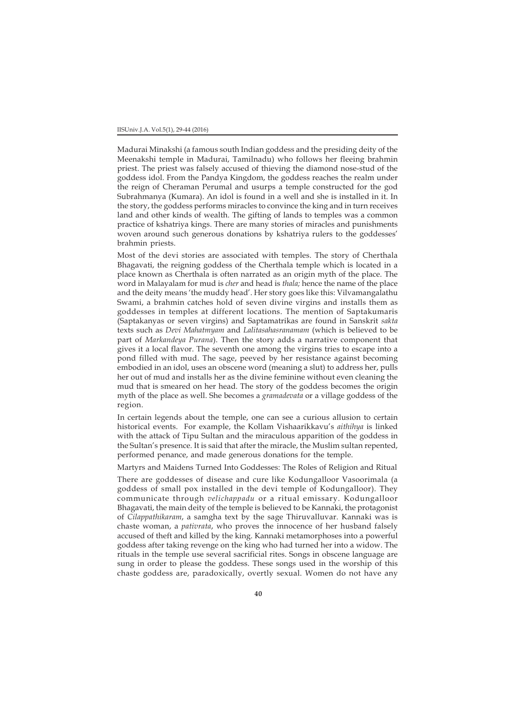Madurai Minakshi (a famous south Indian goddess and the presiding deity of the Meenakshi temple in Madurai, Tamilnadu) who follows her fleeing brahmin priest. The priest was falsely accused of thieving the diamond nose-stud of the goddess idol. From the Pandya Kingdom, the goddess reaches the realm under the reign of Cheraman Perumal and usurps a temple constructed for the god Subrahmanya (Kumara). An idol is found in a well and she is installed in it. In the story, the goddess performs miracles to convince the king and in turn receives land and other kinds of wealth. The gifting of lands to temples was a common practice of kshatriya kings. There are many stories of miracles and punishments woven around such generous donations by kshatriya rulers to the goddesses' brahmin priests.

Most of the devi stories are associated with temples. The story of Cherthala Bhagavati, the reigning goddess of the Cherthala temple which is located in a place known as Cherthala is often narrated as an origin myth of the place. The word in Malayalam for mud is *cher* and head is *thala;* hence the name of the place and the deity means 'the muddy head'. Her story goes like this: Vilvamangalathu Swami, a brahmin catches hold of seven divine virgins and installs them as goddesses in temples at different locations. The mention of Saptakumaris (Saptakanyas or seven virgins) and Saptamatrikas are found in Sanskrit *sakta* texts such as *Devi Mahatmyam* and *Lalitasahasranamam* (which is believed to be part of *Markandeya Purana*). Then the story adds a narrative component that gives it a local flavor. The seventh one among the virgins tries to escape into a pond filled with mud. The sage, peeved by her resistance against becoming embodied in an idol, uses an obscene word (meaning a slut) to address her, pulls her out of mud and installs her as the divine feminine without even cleaning the mud that is smeared on her head. The story of the goddess becomes the origin myth of the place as well. She becomes a *gramadevata* or a village goddess of the region.

In certain legends about the temple, one can see a curious allusion to certain historical events. For example, the Kollam Vishaarikkavu's *aithihya* is linked with the attack of Tipu Sultan and the miraculous apparition of the goddess in the Sultan's presence. It is said that after the miracle, the Muslim sultan repented, performed penance, and made generous donations for the temple.

Martyrs and Maidens Turned Into Goddesses: The Roles of Religion and Ritual

There are goddesses of disease and cure like Kodungalloor Vasoorimala (a goddess of small pox installed in the devi temple of Kodungalloor). They communicate through *velichappadu* or a ritual emissary. Kodungalloor Bhagavati, the main deity of the temple is believed to be Kannaki, the protagonist of *Cilappathikaram*, a samgha text by the sage Thiruvalluvar. Kannaki was is chaste woman, a *pativrata*, who proves the innocence of her husband falsely accused of theft and killed by the king. Kannaki metamorphoses into a powerful goddess after taking revenge on the king who had turned her into a widow. The rituals in the temple use several sacrificial rites. Songs in obscene language are sung in order to please the goddess. These songs used in the worship of this chaste goddess are, paradoxically, overtly sexual. Women do not have any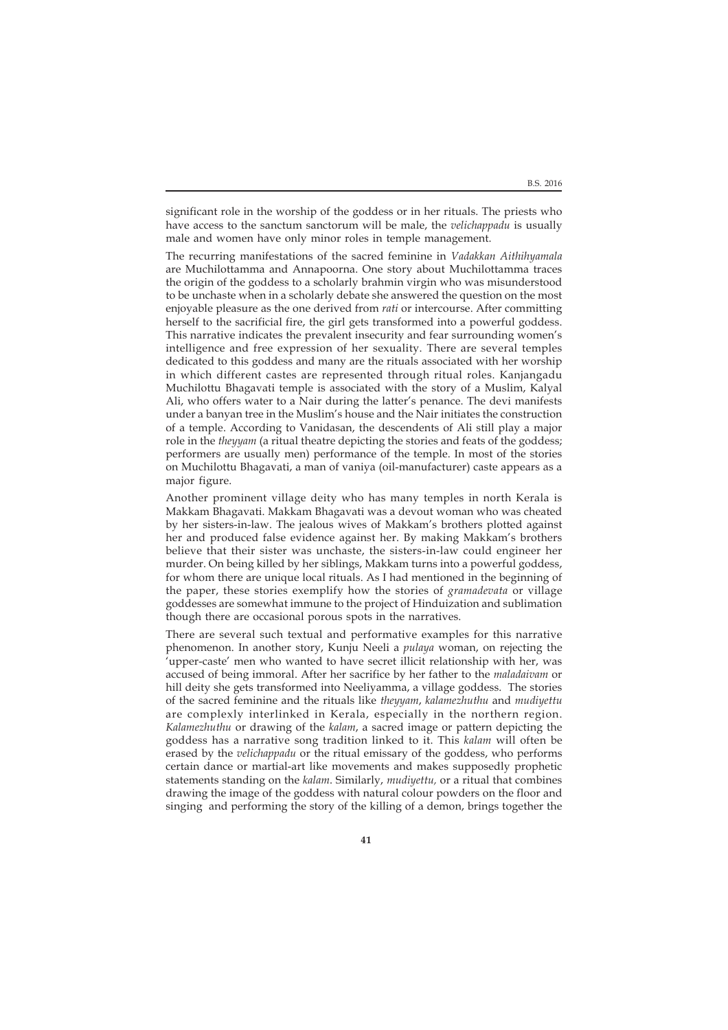significant role in the worship of the goddess or in her rituals. The priests who have access to the sanctum sanctorum will be male, the *velichappadu* is usually male and women have only minor roles in temple management.

The recurring manifestations of the sacred feminine in *Vadakkan Aithihyamala* are Muchilottamma and Annapoorna. One story about Muchilottamma traces the origin of the goddess to a scholarly brahmin virgin who was misunderstood to be unchaste when in a scholarly debate she answered the question on the most enjoyable pleasure as the one derived from *rati* or intercourse. After committing herself to the sacrificial fire, the girl gets transformed into a powerful goddess. This narrative indicates the prevalent insecurity and fear surrounding women's intelligence and free expression of her sexuality. There are several temples dedicated to this goddess and many are the rituals associated with her worship in which different castes are represented through ritual roles. Kanjangadu Muchilottu Bhagavati temple is associated with the story of a Muslim, Kalyal Ali, who offers water to a Nair during the latter's penance. The devi manifests under a banyan tree in the Muslim's house and the Nair initiates the construction of a temple. According to Vanidasan, the descendents of Ali still play a major role in the *theyyam* (a ritual theatre depicting the stories and feats of the goddess; performers are usually men) performance of the temple. In most of the stories on Muchilottu Bhagavati, a man of vaniya (oil-manufacturer) caste appears as a major figure.

Another prominent village deity who has many temples in north Kerala is Makkam Bhagavati. Makkam Bhagavati was a devout woman who was cheated by her sisters-in-law. The jealous wives of Makkam's brothers plotted against her and produced false evidence against her. By making Makkam's brothers believe that their sister was unchaste, the sisters-in-law could engineer her murder. On being killed by her siblings, Makkam turns into a powerful goddess, for whom there are unique local rituals. As I had mentioned in the beginning of the paper, these stories exemplify how the stories of *gramadevata* or village goddesses are somewhat immune to the project of Hinduization and sublimation though there are occasional porous spots in the narratives.

There are several such textual and performative examples for this narrative phenomenon. In another story, Kunju Neeli a *pulaya* woman, on rejecting the 'upper-caste' men who wanted to have secret illicit relationship with her, was accused of being immoral. After her sacrifice by her father to the *maladaivam* or hill deity she gets transformed into Neeliyamma, a village goddess. The stories of the sacred feminine and the rituals like *theyyam*, *kalamezhuthu* and *mudiyettu* are complexly interlinked in Kerala, especially in the northern region. *Kalamezhuthu* or drawing of the *kalam*, a sacred image or pattern depicting the goddess has a narrative song tradition linked to it. This *kalam* will often be erased by the *velichappadu* or the ritual emissary of the goddess, who performs certain dance or martial-art like movements and makes supposedly prophetic statements standing on the *kalam*. Similarly, *mudiyettu,* or a ritual that combines drawing the image of the goddess with natural colour powders on the floor and singing and performing the story of the killing of a demon, brings together the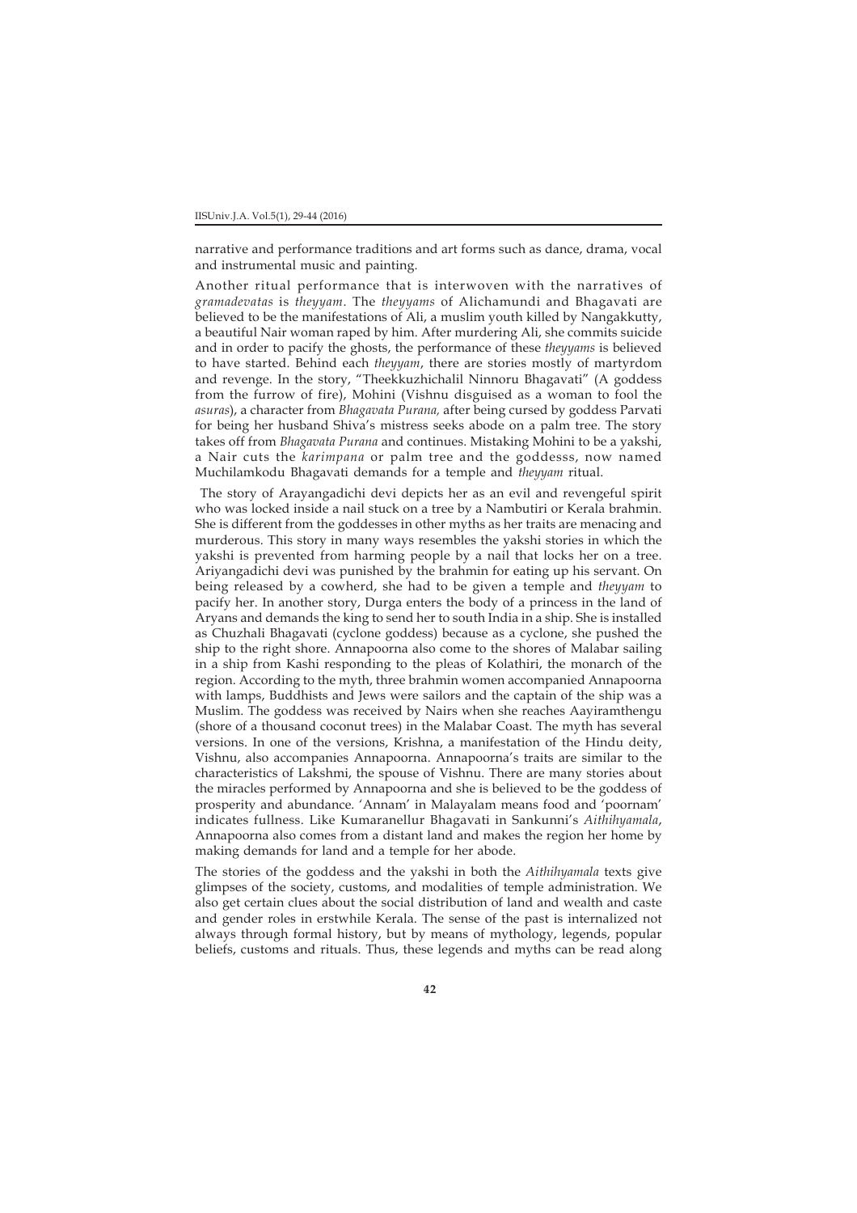narrative and performance traditions and art forms such as dance, drama, vocal and instrumental music and painting.

Another ritual performance that is interwoven with the narratives of *gramadevatas* is *theyyam*. The *theyyams* of Alichamundi and Bhagavati are believed to be the manifestations of Ali, a muslim youth killed by Nangakkutty, a beautiful Nair woman raped by him. After murdering Ali, she commits suicide and in order to pacify the ghosts, the performance of these *theyyams* is believed to have started. Behind each *theyyam*, there are stories mostly of martyrdom and revenge. In the story, "Theekkuzhichalil Ninnoru Bhagavati" (A goddess from the furrow of fire), Mohini (Vishnu disguised as a woman to fool the *asuras*), a character from *Bhagavata Purana,* after being cursed by goddess Parvati for being her husband Shiva's mistress seeks abode on a palm tree. The story takes off from *Bhagavata Purana* and continues. Mistaking Mohini to be a yakshi, a Nair cuts the *karimpana* or palm tree and the goddesss, now named Muchilamkodu Bhagavati demands for a temple and *theyyam* ritual.

The story of Arayangadichi devi depicts her as an evil and revengeful spirit who was locked inside a nail stuck on a tree by a Nambutiri or Kerala brahmin. She is different from the goddesses in other myths as her traits are menacing and murderous. This story in many ways resembles the yakshi stories in which the yakshi is prevented from harming people by a nail that locks her on a tree. Ariyangadichi devi was punished by the brahmin for eating up his servant. On being released by a cowherd, she had to be given a temple and *theyyam* to pacify her. In another story, Durga enters the body of a princess in the land of Aryans and demands the king to send her to south India in a ship. She is installed as Chuzhali Bhagavati (cyclone goddess) because as a cyclone, she pushed the ship to the right shore. Annapoorna also come to the shores of Malabar sailing in a ship from Kashi responding to the pleas of Kolathiri, the monarch of the region. According to the myth, three brahmin women accompanied Annapoorna with lamps, Buddhists and Jews were sailors and the captain of the ship was a Muslim. The goddess was received by Nairs when she reaches Aayiramthengu (shore of a thousand coconut trees) in the Malabar Coast. The myth has several versions. In one of the versions, Krishna, a manifestation of the Hindu deity, Vishnu, also accompanies Annapoorna. Annapoorna's traits are similar to the characteristics of Lakshmi, the spouse of Vishnu. There are many stories about the miracles performed by Annapoorna and she is believed to be the goddess of prosperity and abundance. 'Annam' in Malayalam means food and 'poornam' indicates fullness. Like Kumaranellur Bhagavati in Sankunni's *Aithihyamala*, Annapoorna also comes from a distant land and makes the region her home by making demands for land and a temple for her abode.

The stories of the goddess and the yakshi in both the *Aithihyamala* texts give glimpses of the society, customs, and modalities of temple administration. We also get certain clues about the social distribution of land and wealth and caste and gender roles in erstwhile Kerala. The sense of the past is internalized not always through formal history, but by means of mythology, legends, popular beliefs, customs and rituals. Thus, these legends and myths can be read along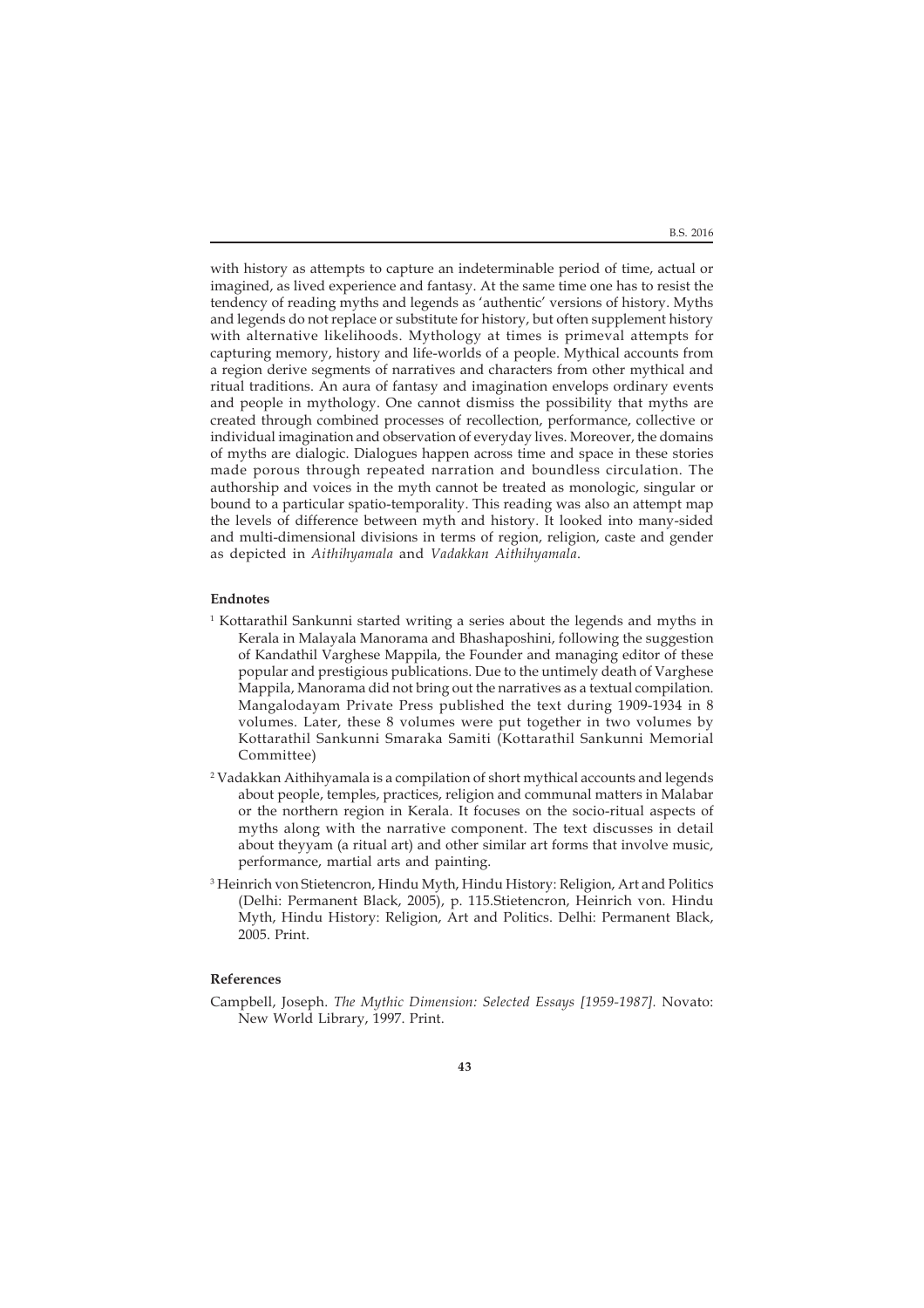with history as attempts to capture an indeterminable period of time, actual or imagined, as lived experience and fantasy. At the same time one has to resist the tendency of reading myths and legends as 'authentic' versions of history. Myths and legends do not replace or substitute for history, but often supplement history with alternative likelihoods. Mythology at times is primeval attempts for capturing memory, history and life-worlds of a people. Mythical accounts from a region derive segments of narratives and characters from other mythical and ritual traditions. An aura of fantasy and imagination envelops ordinary events and people in mythology. One cannot dismiss the possibility that myths are created through combined processes of recollection, performance, collective or individual imagination and observation of everyday lives. Moreover, the domains of myths are dialogic. Dialogues happen across time and space in these stories made porous through repeated narration and boundless circulation. The authorship and voices in the myth cannot be treated as monologic, singular or bound to a particular spatio-temporality. This reading was also an attempt map the levels of difference between myth and history. It looked into many-sided and multi-dimensional divisions in terms of region, religion, caste and gender as depicted in *Aithihyamala* and *Vadakkan Aithihyamala*.

## Endnotes

[1] Kottarathil Sankunni started writing a series about the legends and myths in Kerala in Malayala Manorama and Bhashaposhini, following the suggestion of Kandathil Varghese Mappila, the Founder and managing editor of these popular and prestigious publications. Due to the untimely death of Varghese Mappila, Manorama did not bring out the narratives as a textual compilation. Mangalodayam Private Press published the text during 1909-1934 in 8 volumes. Later, these 8 volumes were put together in two volumes by Kottarathil Sankunni Smaraka Samiti (Kottarathil Sankunni Memorial Committee)

[2] Vadakkan Aithihyamala is a compilation of short mythical accounts and legends about people, temples, practices, religion and communal matters in Malabar or the northern region in Kerala. It focuses on the socio-ritual aspects of myths along with the narrative component. The text discusses in detail about theyyam (a ritual art) and other similar art forms that involve music, performance, martial arts and painting.

[3] Heinrich von Stietencron, Hindu Myth, Hindu History: Religion, Art and Politics (Delhi: Permanent Black, 2005), p. 115.Stietencron, Heinrich von. Hindu Myth, Hindu History: Religion, Art and Politics. Delhi: Permanent Black, 2005. Print.

## References

Campbell, Joseph. *The Mythic Dimension: Selected Essays [1959-1987].* Novato: New World Library, 1997. Print.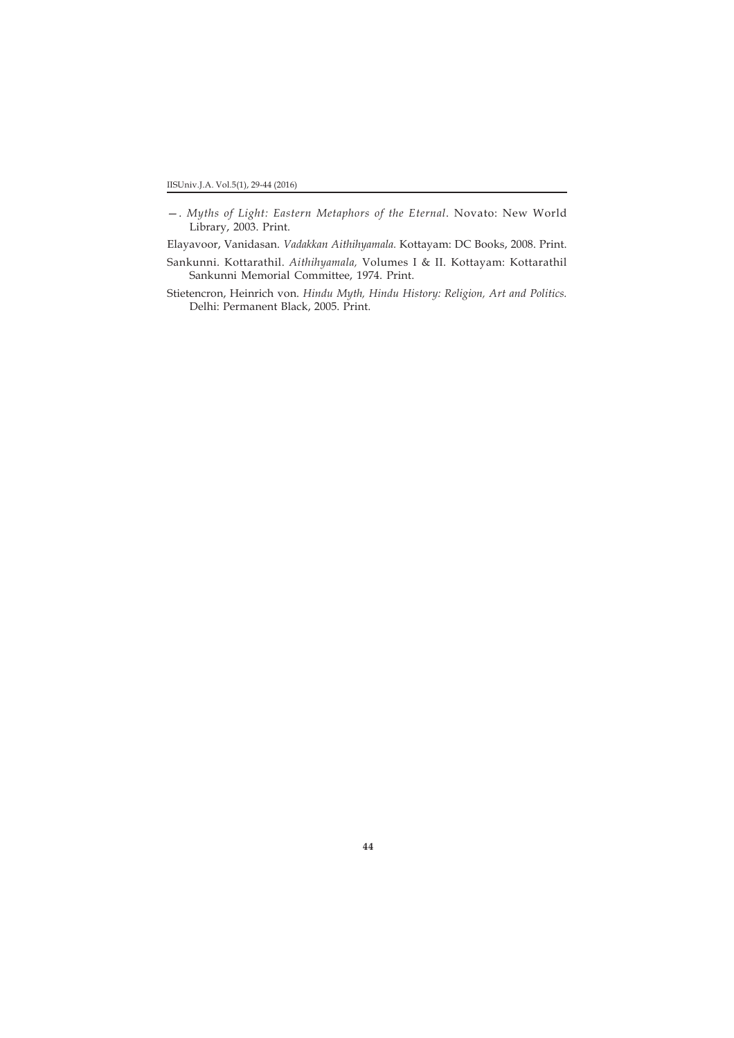—. *Myths of Light: Eastern Metaphors of the Eternal*. Novato: New World Library, 2003. Print.

Elayavoor, Vanidasan. *Vadakkan Aithihyamala.* Kottayam: DC Books, 2008. Print.

Sankunni. Kottarathil. *Aithihyamala,* Volumes I & II. Kottayam: Kottarathil Sankunni Memorial Committee, 1974. Print.

Stietencron, Heinrich von. *Hindu Myth, Hindu History: Religion, Art and Politics.* Delhi: Permanent Black, 2005. Print.